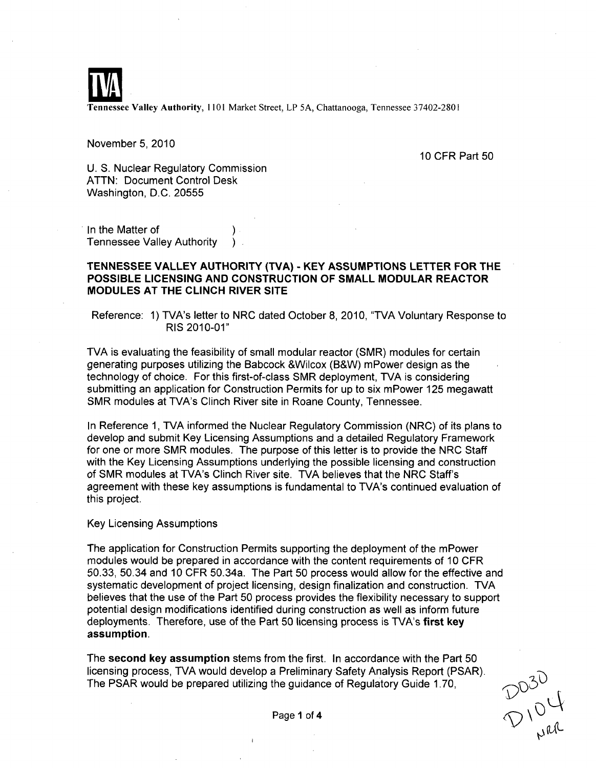TVA

**Tennessee Valley Authority**, 1101 Market Street, LP 5A, Chattanooga, Tennessee 37402-2801

November 5, 2010

10 CFR Part 50

U. S. Nuclear Regulatory Commission
ATTN: Document Control Desk
Washington, D.C. 20555

In the Matter of )
Tennessee Valley Authority )

**TENNESSEE VALLEY AUTHORITY (TVA) - KEY ASSUMPTIONS LETTER FOR THE POSSIBLE LICENSING AND CONSTRUCTION OF SMALL MODULAR REACTOR MODULES AT THE CLINCH RIVER SITE**

Reference: 1) TVA's letter to NRC dated October 8, 2010, "TVA Voluntary Response to RIS 2010-01"

TVA is evaluating the feasibility of small modular reactor (SMR) modules for certain generating purposes utilizing the Babcock &Wilcox (B&W) mPower design as the technology of choice. For this first-of-class SMR deployment, TVA is considering submitting an application for Construction Permits for up to six mPower 125 megawatt SMR modules at TVA's Clinch River site in Roane County, Tennessee.

In Reference 1, TVA informed the Nuclear Regulatory Commission (NRC) of its plans to develop and submit Key Licensing Assumptions and a detailed Regulatory Framework for one or more SMR modules. The purpose of this letter is to provide the NRC Staff with the Key Licensing Assumptions underlying the possible licensing and construction of SMR modules at TVA's Clinch River site. TVA believes that the NRC Staff's agreement with these key assumptions is fundamental to TVA's continued evaluation of this project.

Key Licensing Assumptions

The application for Construction Permits supporting the deployment of the mPower modules would be prepared in accordance with the content requirements of 10 CFR 50.33, 50.34 and 10 CFR 50.34a. The Part 50 process would allow for the effective and systematic development of project licensing, design finalization and construction. TVA believes that the use of the Part 50 process provides the flexibility necessary to support potential design modifications identified during construction as well as inform future deployments. Therefore, use of the Part 50 licensing process is TVA's **first key assumption**.

The **second key assumption** stems from the first. In accordance with the Part 50 licensing process, TVA would develop a Preliminary Safety Analysis Report (PSAR). The PSAR would be prepared utilizing the guidance of Regulatory Guide 1.70,

D030
D104
NRR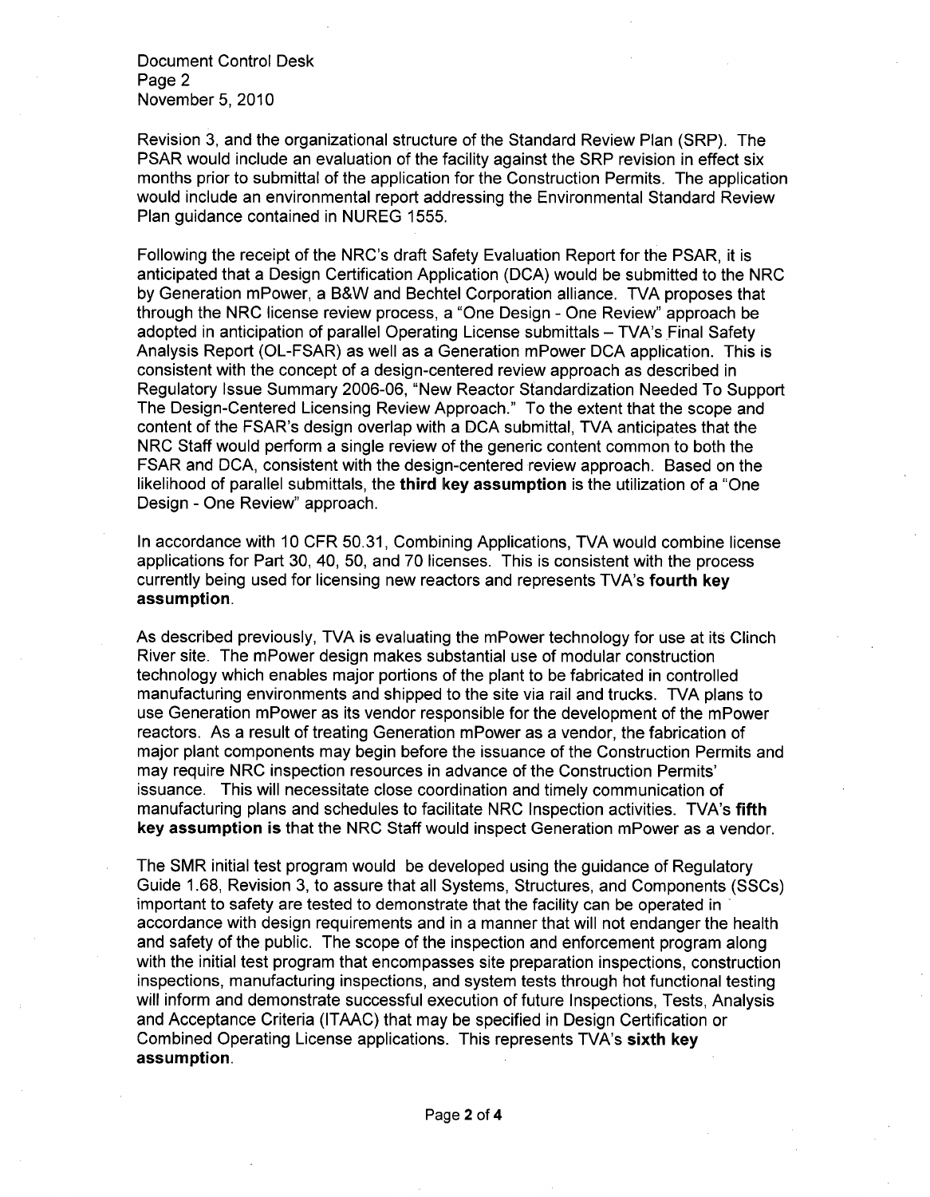Revision 3, and the organizational structure of the Standard Review Plan (SRP). The PSAR would include an evaluation of the facility against the SRP revision in effect six months prior to submittal of the application for the Construction Permits. The application would include an environmental report addressing the Environmental Standard Review Plan guidance contained in NUREG 1555.

Following the receipt of the NRC's draft Safety Evaluation Report for the PSAR, it is anticipated that a Design Certification Application (DCA) would be submitted to the NRC by Generation mPower, a B&W and Bechtel Corporation alliance. TVA proposes that through the NRC license review process, a "One Design - One Review" approach be adopted in anticipation of parallel Operating License submittals – TVA's Final Safety Analysis Report (OL-FSAR) as well as a Generation mPower DCA application. This is consistent with the concept of a design-centered review approach as described in Regulatory Issue Summary 2006-06, "New Reactor Standardization Needed To Support The Design-Centered Licensing Review Approach." To the extent that the scope and content of the FSAR's design overlap with a DCA submittal, TVA anticipates that the NRC Staff would perform a single review of the generic content common to both the FSAR and DCA, consistent with the design-centered review approach. Based on the likelihood of parallel submittals, the **third key assumption** is the utilization of a "One Design - One Review" approach.

In accordance with 10 CFR 50.31, Combining Applications, TVA would combine license applications for Part 30, 40, 50, and 70 licenses. This is consistent with the process currently being used for licensing new reactors and represents TVA's **fourth key assumption**.

As described previously, TVA is evaluating the mPower technology for use at its Clinch River site. The mPower design makes substantial use of modular construction technology which enables major portions of the plant to be fabricated in controlled manufacturing environments and shipped to the site via rail and trucks. TVA plans to use Generation mPower as its vendor responsible for the development of the mPower reactors. As a result of treating Generation mPower as a vendor, the fabrication of major plant components may begin before the issuance of the Construction Permits and may require NRC inspection resources in advance of the Construction Permits' issuance. This will necessitate close coordination and timely communication of manufacturing plans and schedules to facilitate NRC Inspection activities. TVA's **fifth key assumption is** that the NRC Staff would inspect Generation mPower as a vendor.

The SMR initial test program would be developed using the guidance of Regulatory Guide 1.68, Revision 3, to assure that all Systems, Structures, and Components (SSCs) important to safety are tested to demonstrate that the facility can be operated in accordance with design requirements and in a manner that will not endanger the health and safety of the public. The scope of the inspection and enforcement program along with the initial test program that encompasses site preparation inspections, construction inspections, manufacturing inspections, and system tests through hot functional testing will inform and demonstrate successful execution of future Inspections, Tests, Analysis and Acceptance Criteria (ITAAC) that may be specified in Design Certification or Combined Operating License applications. This represents TVA's **sixth key assumption**.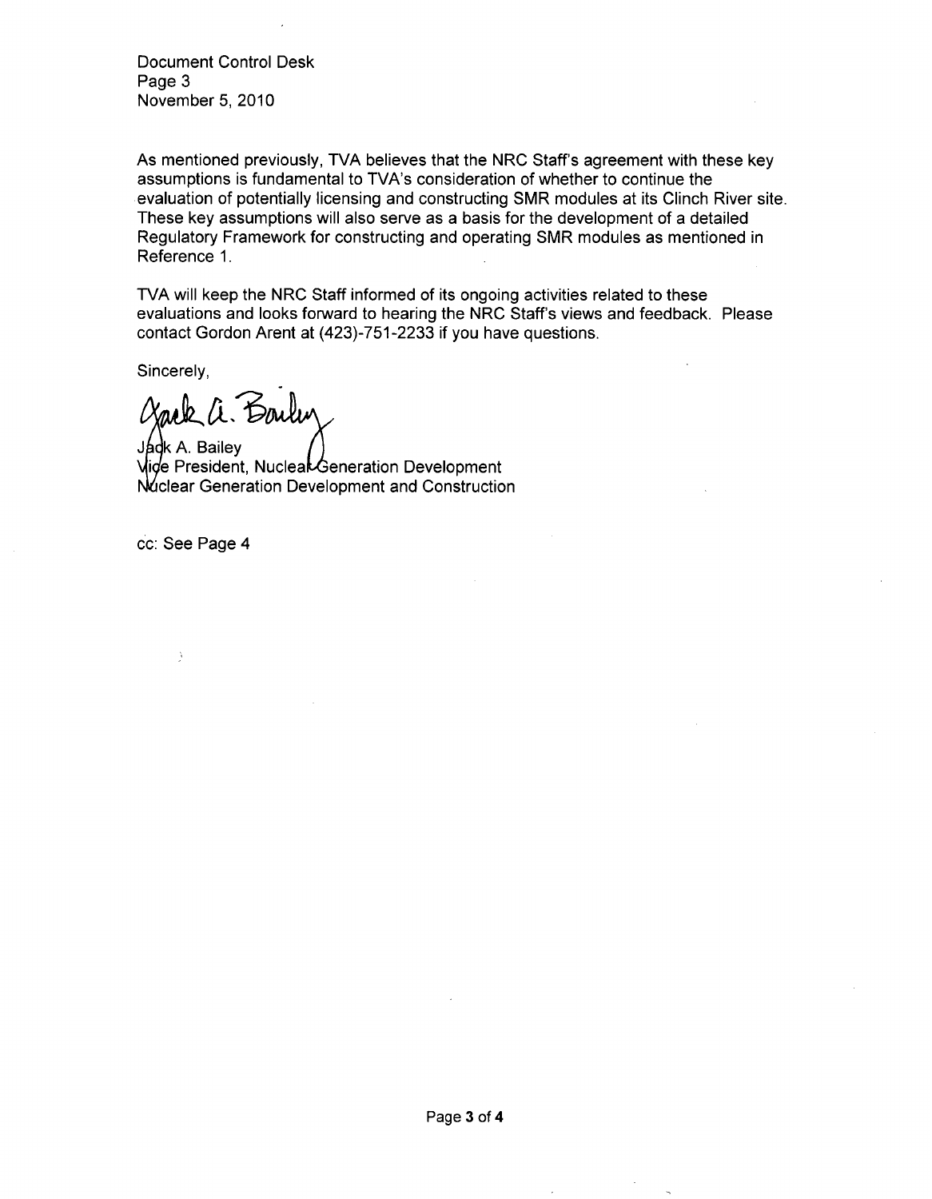As mentioned previously, TVA believes that the NRC Staff's agreement with these key assumptions is fundamental to TVA's consideration of whether to continue the evaluation of potentially licensing and constructing SMR modules at its Clinch River site. These key assumptions will also serve as a basis for the development of a detailed Regulatory Framework for constructing and operating SMR modules as mentioned in Reference 1.

TVA will keep the NRC Staff informed of its ongoing activities related to these evaluations and looks forward to hearing the NRC Staff's views and feedback. Please contact Gordon Arent at (423)-751-2233 if you have questions.

Sincerely,

Jack A. Bailey
Vice President, Nuclear Generation Development
Nuclear Generation Development and Construction

cc: See Page 4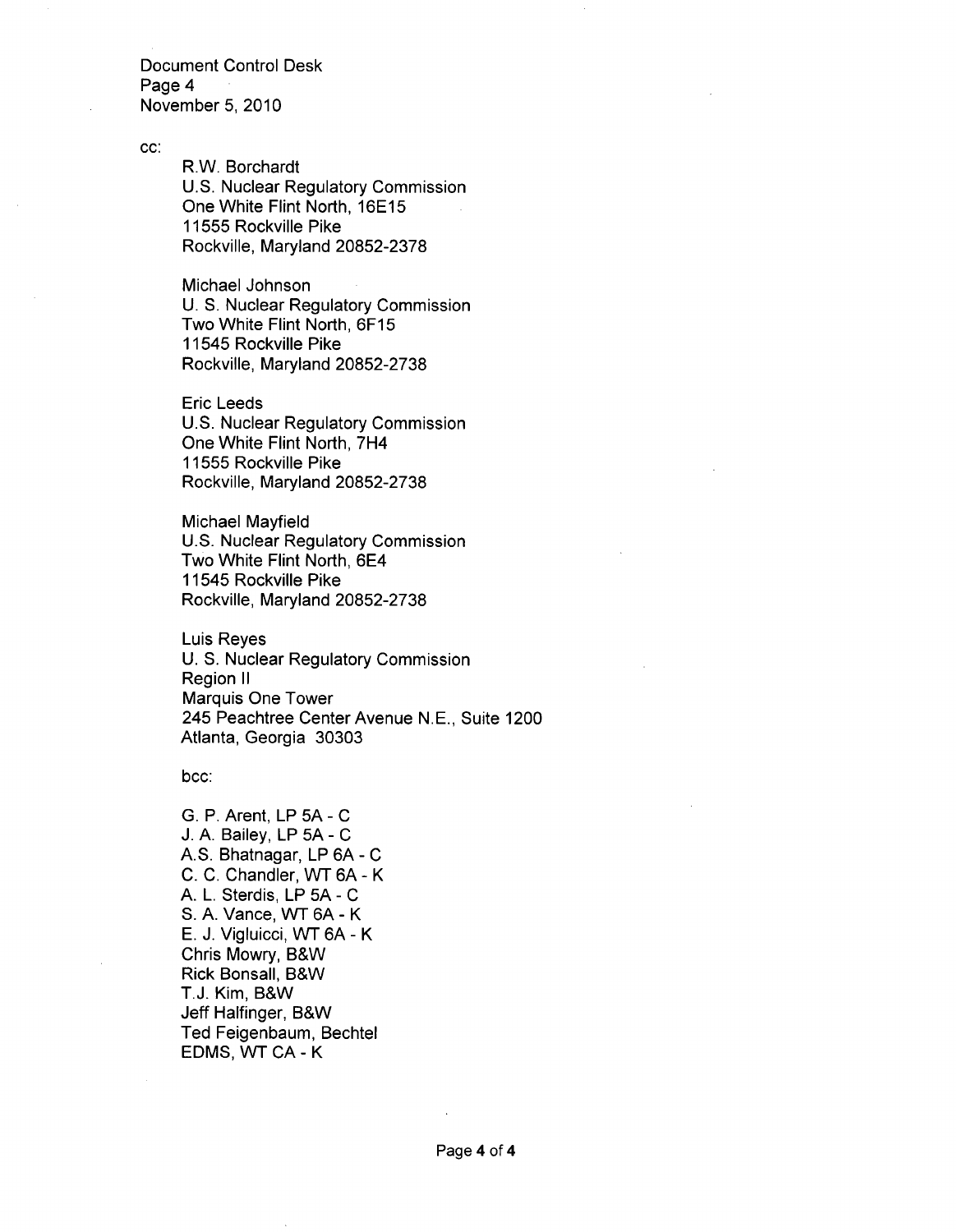Document Control Desk
Page 4
November 5, 2010

cc:

R.W. Borchardt
U.S. Nuclear Regulatory Commission
One White Flint North, 16E15
11555 Rockville Pike
Rockville, Maryland 20852-2378

Michael Johnson
U. S. Nuclear Regulatory Commission
Two White Flint North, 6F15
11545 Rockville Pike
Rockville, Maryland 20852-2738

Eric Leeds
U.S. Nuclear Regulatory Commission
One White Flint North, 7H4
11555 Rockville Pike
Rockville, Maryland 20852-2738

Michael Mayfield
U.S. Nuclear Regulatory Commission
Two White Flint North, 6E4
11545 Rockville Pike
Rockville, Maryland 20852-2738

Luis Reyes
U. S. Nuclear Regulatory Commission
Region II
Marquis One Tower
245 Peachtree Center Avenue N.E., Suite 1200
Atlanta, Georgia 30303

bcc:

G. P. Arent, LP 5A - C
J. A. Bailey, LP 5A - C
A.S. Bhatnagar, LP 6A - C
C. C. Chandler, WT 6A - K
A. L. Sterdis, LP 5A - C
S. A. Vance, WT 6A - K
E. J. Vigluicci, WT 6A - K
Chris Mowry, B&W
Rick Bonsall, B&W
T.J. Kim, B&W
Jeff Halfinger, B&W
Ted Feigenbaum, Bechtel
EDMS, WT CA - K